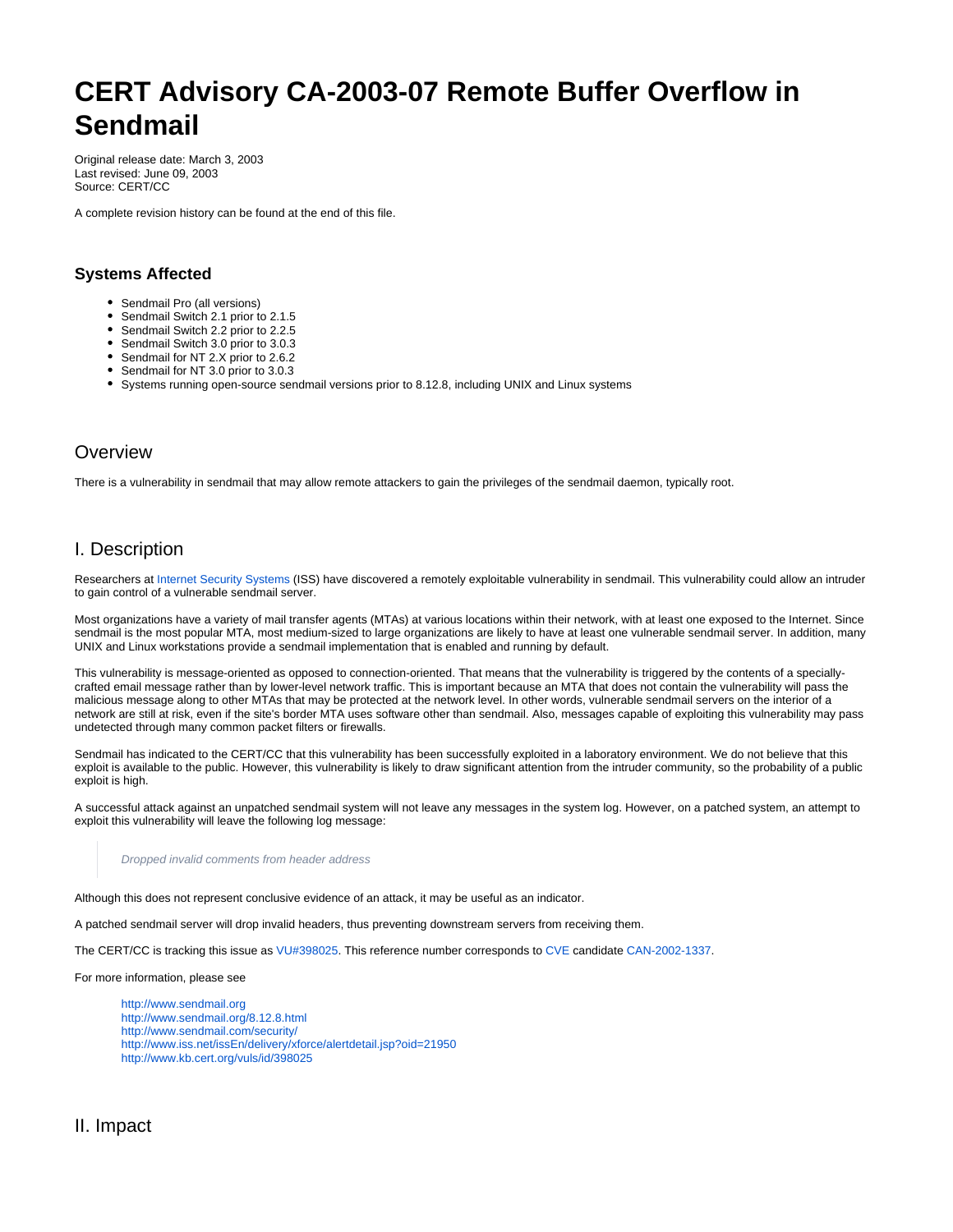# CERT Advisory CA-2003-07 Remote Buffer Overflow in Sendmail

Original release date: March 3, 2003
Last revised: June 09, 2003
Source: CERT/CC

A complete revision history can be found at the end of this file.

### Systems Affected

- Sendmail Pro (all versions)
- Sendmail Switch 2.1 prior to 2.1.5
- Sendmail Switch 2.2 prior to 2.2.5
- Sendmail Switch 3.0 prior to 3.0.3
- Sendmail for NT 2.X prior to 2.6.2
- Sendmail for NT 3.0 prior to 3.0.3
- Systems running open-source sendmail versions prior to 8.12.8, including UNIX and Linux systems

## Overview

There is a vulnerability in sendmail that may allow remote attackers to gain the privileges of the sendmail daemon, typically root.

## I. Description

Researchers at Internet Security Systems (ISS) have discovered a remotely exploitable vulnerability in sendmail. This vulnerability could allow an intruder to gain control of a vulnerable sendmail server.

Most organizations have a variety of mail transfer agents (MTAs) at various locations within their network, with at least one exposed to the Internet. Since sendmail is the most popular MTA, most medium-sized to large organizations are likely to have at least one vulnerable sendmail server. In addition, many UNIX and Linux workstations provide a sendmail implementation that is enabled and running by default.

This vulnerability is message-oriented as opposed to connection-oriented. That means that the vulnerability is triggered by the contents of a specially-crafted email message rather than by lower-level network traffic. This is important because an MTA that does not contain the vulnerability will pass the malicious message along to other MTAs that may be protected at the network level. In other words, vulnerable sendmail servers on the interior of a network are still at risk, even if the site's border MTA uses software other than sendmail. Also, messages capable of exploiting this vulnerability may pass undetected through many common packet filters or firewalls.

Sendmail has indicated to the CERT/CC that this vulnerability has been successfully exploited in a laboratory environment. We do not believe that this exploit is available to the public. However, this vulnerability is likely to draw significant attention from the intruder community, so the probability of a public exploit is high.

A successful attack against an unpatched sendmail system will not leave any messages in the system log. However, on a patched system, an attempt to exploit this vulnerability will leave the following log message:

> *Dropped invalid comments from header address*

Although this does not represent conclusive evidence of an attack, it may be useful as an indicator.

A patched sendmail server will drop invalid headers, thus preventing downstream servers from receiving them.

The CERT/CC is tracking this issue as VU#398025. This reference number corresponds to CVE candidate CAN-2002-1337.

For more information, please see

> http://www.sendmail.org
> http://www.sendmail.org/8.12.8.html
> http://www.sendmail.com/security/
> http://www.iss.net/issEn/delivery/xforce/alertdetail.jsp?oid=21950
> http://www.kb.cert.org/vuls/id/398025

## II. Impact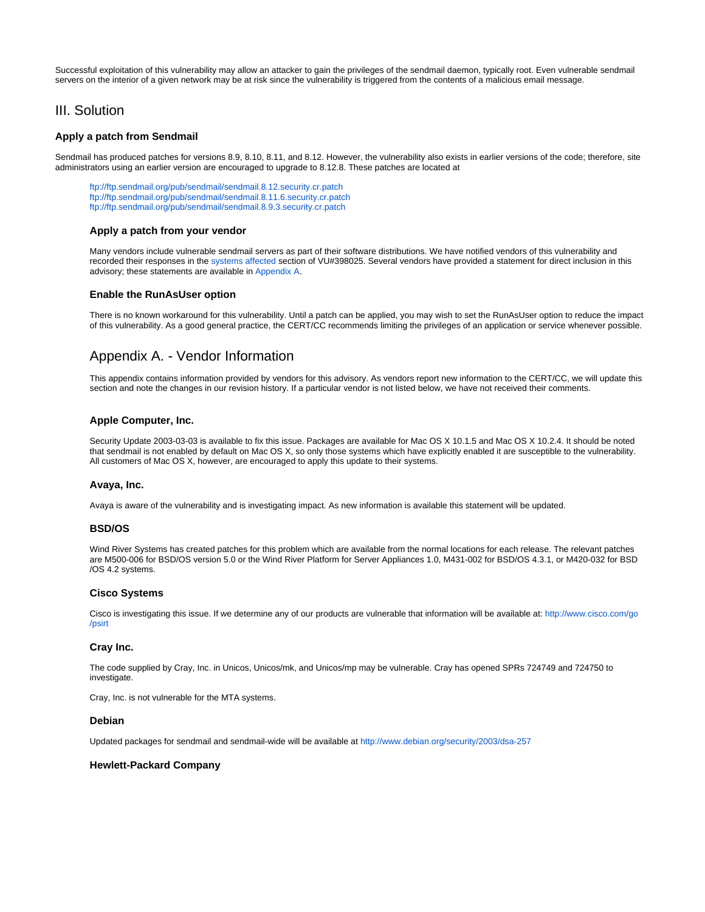Successful exploitation of this vulnerability may allow an attacker to gain the privileges of the sendmail daemon, typically root. Even vulnerable sendmail servers on the interior of a given network may be at risk since the vulnerability is triggered from the contents of a malicious email message.

## III. Solution

### Apply a patch from Sendmail

Sendmail has produced patches for versions 8.9, 8.10, 8.11, and 8.12. However, the vulnerability also exists in earlier versions of the code; therefore, site administrators using an earlier version are encouraged to upgrade to 8.12.8. These patches are located at

ftp://ftp.sendmail.org/pub/sendmail/sendmail.8.12.security.cr.patch
ftp://ftp.sendmail.org/pub/sendmail/sendmail.8.11.6.security.cr.patch
ftp://ftp.sendmail.org/pub/sendmail/sendmail.8.9.3.security.cr.patch

#### Apply a patch from your vendor

Many vendors include vulnerable sendmail servers as part of their software distributions. We have notified vendors of this vulnerability and recorded their responses in the systems affected section of VU#398025. Several vendors have provided a statement for direct inclusion in this advisory; these statements are available in Appendix A.

#### Enable the RunAsUser option

There is no known workaround for this vulnerability. Until a patch can be applied, you may wish to set the RunAsUser option to reduce the impact of this vulnerability. As a good general practice, the CERT/CC recommends limiting the privileges of an application or service whenever possible.

## Appendix A. - Vendor Information

This appendix contains information provided by vendors for this advisory. As vendors report new information to the CERT/CC, we will update this section and note the changes in our revision history. If a particular vendor is not listed below, we have not received their comments.

#### Apple Computer, Inc.

Security Update 2003-03-03 is available to fix this issue. Packages are available for Mac OS X 10.1.5 and Mac OS X 10.2.4. It should be noted that sendmail is not enabled by default on Mac OS X, so only those systems which have explicitly enabled it are susceptible to the vulnerability. All customers of Mac OS X, however, are encouraged to apply this update to their systems.

#### Avaya, Inc.

Avaya is aware of the vulnerability and is investigating impact. As new information is available this statement will be updated.

#### BSD/OS

Wind River Systems has created patches for this problem which are available from the normal locations for each release. The relevant patches are M500-006 for BSD/OS version 5.0 or the Wind River Platform for Server Appliances 1.0, M431-002 for BSD/OS 4.3.1, or M420-032 for BSD/OS 4.2 systems.

#### Cisco Systems

Cisco is investigating this issue. If we determine any of our products are vulnerable that information will be available at: http://www.cisco.com/go/psirt

#### Cray Inc.

The code supplied by Cray, Inc. in Unicos, Unicos/mk, and Unicos/mp may be vulnerable. Cray has opened SPRs 724749 and 724750 to investigate.

Cray, Inc. is not vulnerable for the MTA systems.

#### Debian

Updated packages for sendmail and sendmail-wide will be available at http://www.debian.org/security/2003/dsa-257

#### Hewlett-Packard Company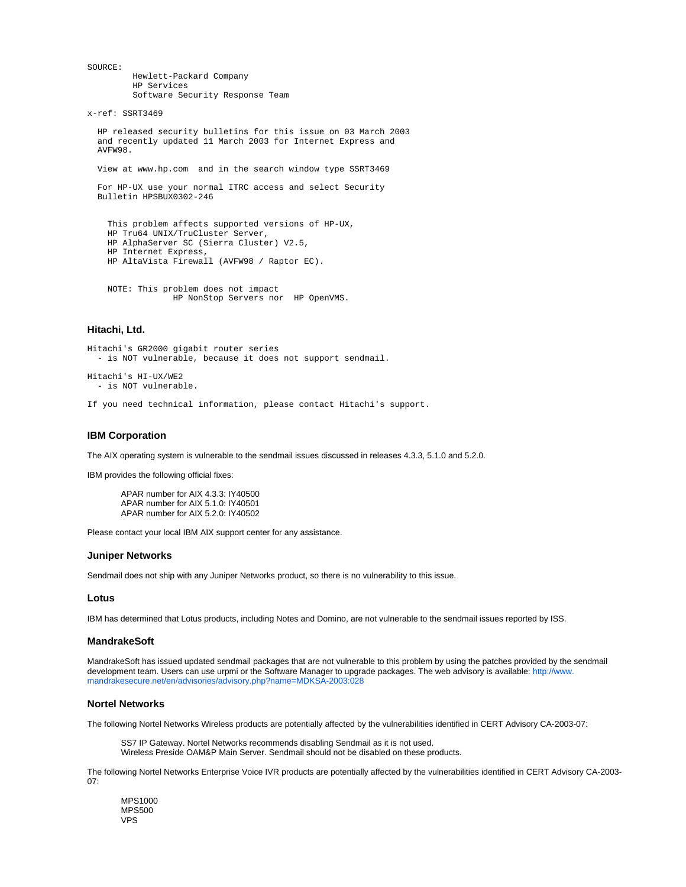```
SOURCE:
         Hewlett-Packard Company
         HP Services
         Software Security Response Team

x-ref: SSRT3469

  HP released security bulletins for this issue on 03 March 2003
  and recently updated 11 March 2003 for Internet Express and
  AVFW98.

  View at www.hp.com  and in the search window type SSRT3469

  For HP-UX use your normal ITRC access and select Security
  Bulletin HPSBUX0302-246


    This problem affects supported versions of HP-UX,
    HP Tru64 UNIX/TruCluster Server,
    HP AlphaServer SC (Sierra Cluster) V2.5,
    HP Internet Express,
    HP AltaVista Firewall (AVFW98 / Raptor EC).


    NOTE: This problem does not impact
                 HP NonStop Servers nor  HP OpenVMS.
```

### Hitachi, Ltd.

```
Hitachi's GR2000 gigabit router series
  - is NOT vulnerable, because it does not support sendmail.

Hitachi's HI-UX/WE2
  - is NOT vulnerable.

If you need technical information, please contact Hitachi's support.
```

### IBM Corporation

The AIX operating system is vulnerable to the sendmail issues discussed in releases 4.3.3, 5.1.0 and 5.2.0.

IBM provides the following official fixes:

> APAR number for AIX 4.3.3: IY40500
> APAR number for AIX 5.1.0: IY40501
> APAR number for AIX 5.2.0: IY40502

Please contact your local IBM AIX support center for any assistance.

### Juniper Networks

Sendmail does not ship with any Juniper Networks product, so there is no vulnerability to this issue.

### Lotus

IBM has determined that Lotus products, including Notes and Domino, are not vulnerable to the sendmail issues reported by ISS.

### MandrakeSoft

MandrakeSoft has issued updated sendmail packages that are not vulnerable to this problem by using the patches provided by the sendmail development team. Users can use urpmi or the Software Manager to upgrade packages. The web advisory is available: http://www.mandrakesecure.net/en/advisories/advisory.php?name=MDKSA-2003:028

### Nortel Networks

The following Nortel Networks Wireless products are potentially affected by the vulnerabilities identified in CERT Advisory CA-2003-07:

> SS7 IP Gateway. Nortel Networks recommends disabling Sendmail as it is not used.
> Wireless Preside OAM&P Main Server. Sendmail should not be disabled on these products.

The following Nortel Networks Enterprise Voice IVR products are potentially affected by the vulnerabilities identified in CERT Advisory CA-2003-07:

> MPS1000
> MPS500
> VPS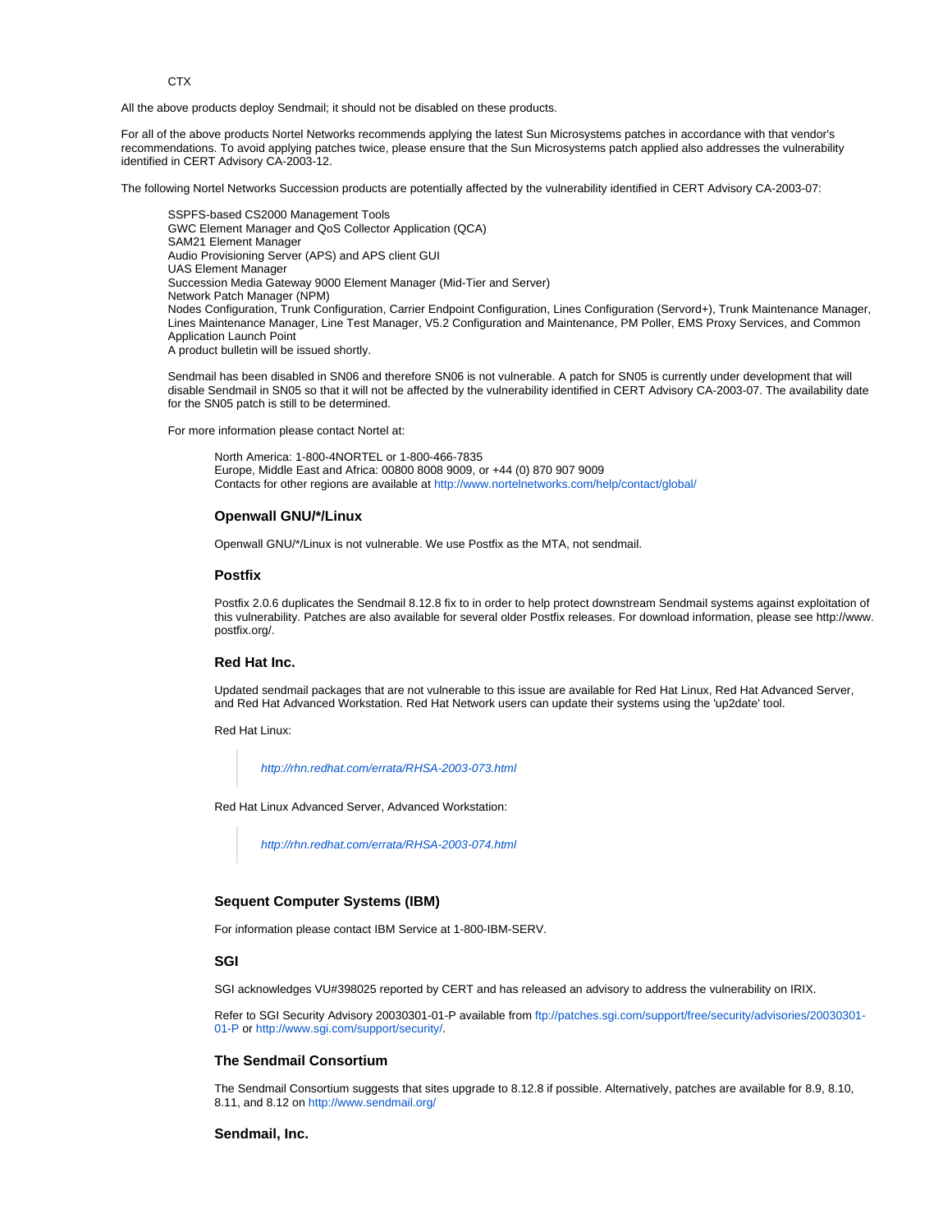CTX

All the above products deploy Sendmail; it should not be disabled on these products.

For all of the above products Nortel Networks recommends applying the latest Sun Microsystems patches in accordance with that vendor's recommendations. To avoid applying patches twice, please ensure that the Sun Microsystems patch applied also addresses the vulnerability identified in CERT Advisory CA-2003-12.

The following Nortel Networks Succession products are potentially affected by the vulnerability identified in CERT Advisory CA-2003-07:

SSPFS-based CS2000 Management Tools
GWC Element Manager and QoS Collector Application (QCA)
SAM21 Element Manager
Audio Provisioning Server (APS) and APS client GUI
UAS Element Manager
Succession Media Gateway 9000 Element Manager (Mid-Tier and Server)
Network Patch Manager (NPM)
Nodes Configuration, Trunk Configuration, Carrier Endpoint Configuration, Lines Configuration (Servord+), Trunk Maintenance Manager, Lines Maintenance Manager, Line Test Manager, V5.2 Configuration and Maintenance, PM Poller, EMS Proxy Services, and Common Application Launch Point
A product bulletin will be issued shortly.

Sendmail has been disabled in SN06 and therefore SN06 is not vulnerable. A patch for SN05 is currently under development that will disable Sendmail in SN05 so that it will not be affected by the vulnerability identified in CERT Advisory CA-2003-07. The availability date for the SN05 patch is still to be determined.

For more information please contact Nortel at:

North America: 1-800-4NORTEL or 1-800-466-7835
Europe, Middle East and Africa: 00800 8008 9009, or +44 (0) 870 907 9009
Contacts for other regions are available at http://www.nortelnetworks.com/help/contact/global/

### Openwall GNU/*/Linux

Openwall GNU/*/Linux is not vulnerable. We use Postfix as the MTA, not sendmail.

### Postfix

Postfix 2.0.6 duplicates the Sendmail 8.12.8 fix to in order to help protect downstream Sendmail systems against exploitation of this vulnerability. Patches are also available for several older Postfix releases. For download information, please see http://www.postfix.org/.

### Red Hat Inc.

Updated sendmail packages that are not vulnerable to this issue are available for Red Hat Linux, Red Hat Advanced Server, and Red Hat Advanced Workstation. Red Hat Network users can update their systems using the 'up2date' tool.

Red Hat Linux:

> *http://rhn.redhat.com/errata/RHSA-2003-073.html*

Red Hat Linux Advanced Server, Advanced Workstation:

> *http://rhn.redhat.com/errata/RHSA-2003-074.html*

### Sequent Computer Systems (IBM)

For information please contact IBM Service at 1-800-IBM-SERV.

### SGI

SGI acknowledges VU#398025 reported by CERT and has released an advisory to address the vulnerability on IRIX.

Refer to SGI Security Advisory 20030301-01-P available from ftp://patches.sgi.com/support/free/security/advisories/20030301-01-P or http://www.sgi.com/support/security/.

### The Sendmail Consortium

The Sendmail Consortium suggests that sites upgrade to 8.12.8 if possible. Alternatively, patches are available for 8.9, 8.10, 8.11, and 8.12 on http://www.sendmail.org/

### Sendmail, Inc.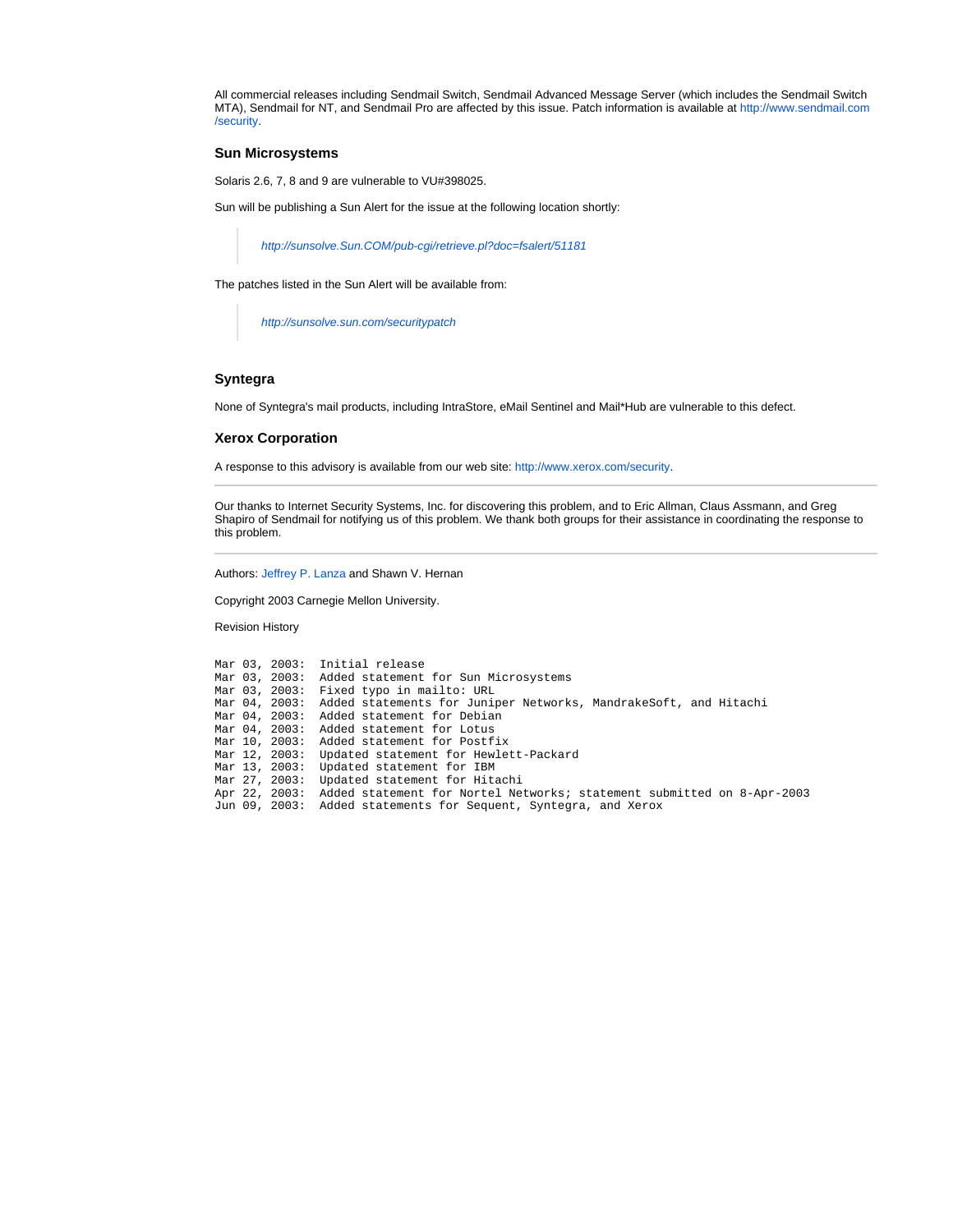All commercial releases including Sendmail Switch, Sendmail Advanced Message Server (which includes the Sendmail Switch MTA), Sendmail for NT, and Sendmail Pro are affected by this issue. Patch information is available at http://www.sendmail.com/security.

### Sun Microsystems

Solaris 2.6, 7, 8 and 9 are vulnerable to VU#398025.

Sun will be publishing a Sun Alert for the issue at the following location shortly:

> *http://sunsolve.Sun.COM/pub-cgi/retrieve.pl?doc=fsalert/51181*

The patches listed in the Sun Alert will be available from:

> *http://sunsolve.sun.com/securitypatch*

### Syntegra

None of Syntegra's mail products, including IntraStore, eMail Sentinel and Mail*Hub are vulnerable to this defect.

### Xerox Corporation

A response to this advisory is available from our web site: http://www.xerox.com/security.

---

Our thanks to Internet Security Systems, Inc. for discovering this problem, and to Eric Allman, Claus Assmann, and Greg Shapiro of Sendmail for notifying us of this problem. We thank both groups for their assistance in coordinating the response to this problem.

---

Authors: Jeffrey P. Lanza and Shawn V. Hernan

Copyright 2003 Carnegie Mellon University.

Revision History

```
Mar 03, 2003:  Initial release
Mar 03, 2003:  Added statement for Sun Microsystems
Mar 03, 2003:  Fixed typo in mailto: URL
Mar 04, 2003:  Added statements for Juniper Networks, MandrakeSoft, and Hitachi
Mar 04, 2003:  Added statement for Debian
Mar 04, 2003:  Added statement for Lotus
Mar 10, 2003:  Added statement for Postfix
Mar 12, 2003:  Updated statement for Hewlett-Packard
Mar 13, 2003:  Updated statement for IBM
Mar 27, 2003:  Updated statement for Hitachi
Apr 22, 2003:  Added statement for Nortel Networks; statement submitted on 8-Apr-2003
Jun 09, 2003:  Added statements for Sequent, Syntegra, and Xerox
```